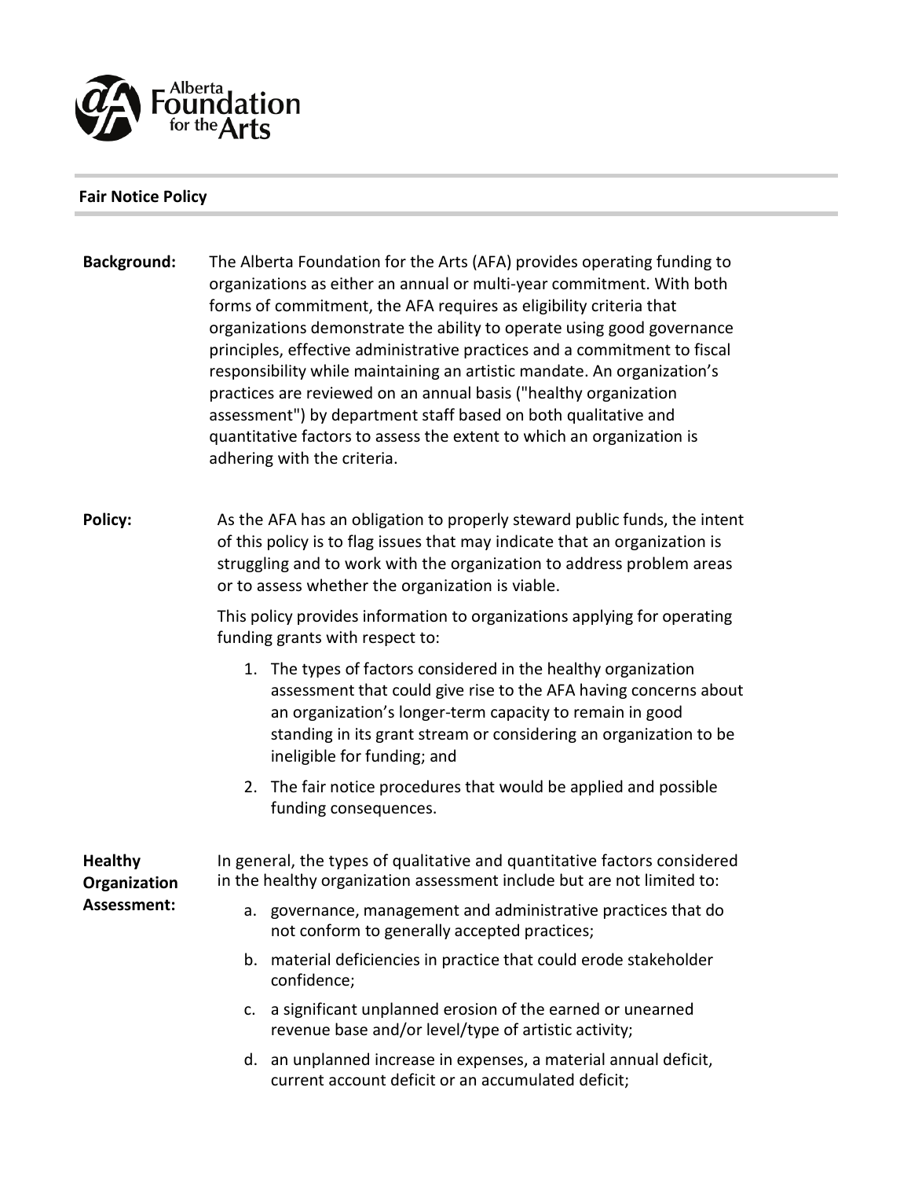Alberta Foundation for the Arts

## Fair Notice Policy

**Background:** The Alberta Foundation for the Arts (AFA) provides operating funding to organizations as either an annual or multi-year commitment. With both forms of commitment, the AFA requires as eligibility criteria that organizations demonstrate the ability to operate using good governance principles, effective administrative practices and a commitment to fiscal responsibility while maintaining an artistic mandate. An organization's practices are reviewed on an annual basis ("healthy organization assessment") by department staff based on both qualitative and quantitative factors to assess the extent to which an organization is adhering with the criteria.

**Policy:** As the AFA has an obligation to properly steward public funds, the intent of this policy is to flag issues that may indicate that an organization is struggling and to work with the organization to address problem areas or to assess whether the organization is viable.

This policy provides information to organizations applying for operating funding grants with respect to:

1. The types of factors considered in the healthy organization assessment that could give rise to the AFA having concerns about an organization's longer-term capacity to remain in good standing in its grant stream or considering an organization to be ineligible for funding; and
2. The fair notice procedures that would be applied and possible funding consequences.

**Healthy Organization Assessment:** In general, the types of qualitative and quantitative factors considered in the healthy organization assessment include but are not limited to:

a. governance, management and administrative practices that do not conform to generally accepted practices;

b. material deficiencies in practice that could erode stakeholder confidence;

c. a significant unplanned erosion of the earned or unearned revenue base and/or level/type of artistic activity;

d. an unplanned increase in expenses, a material annual deficit, current account deficit or an accumulated deficit;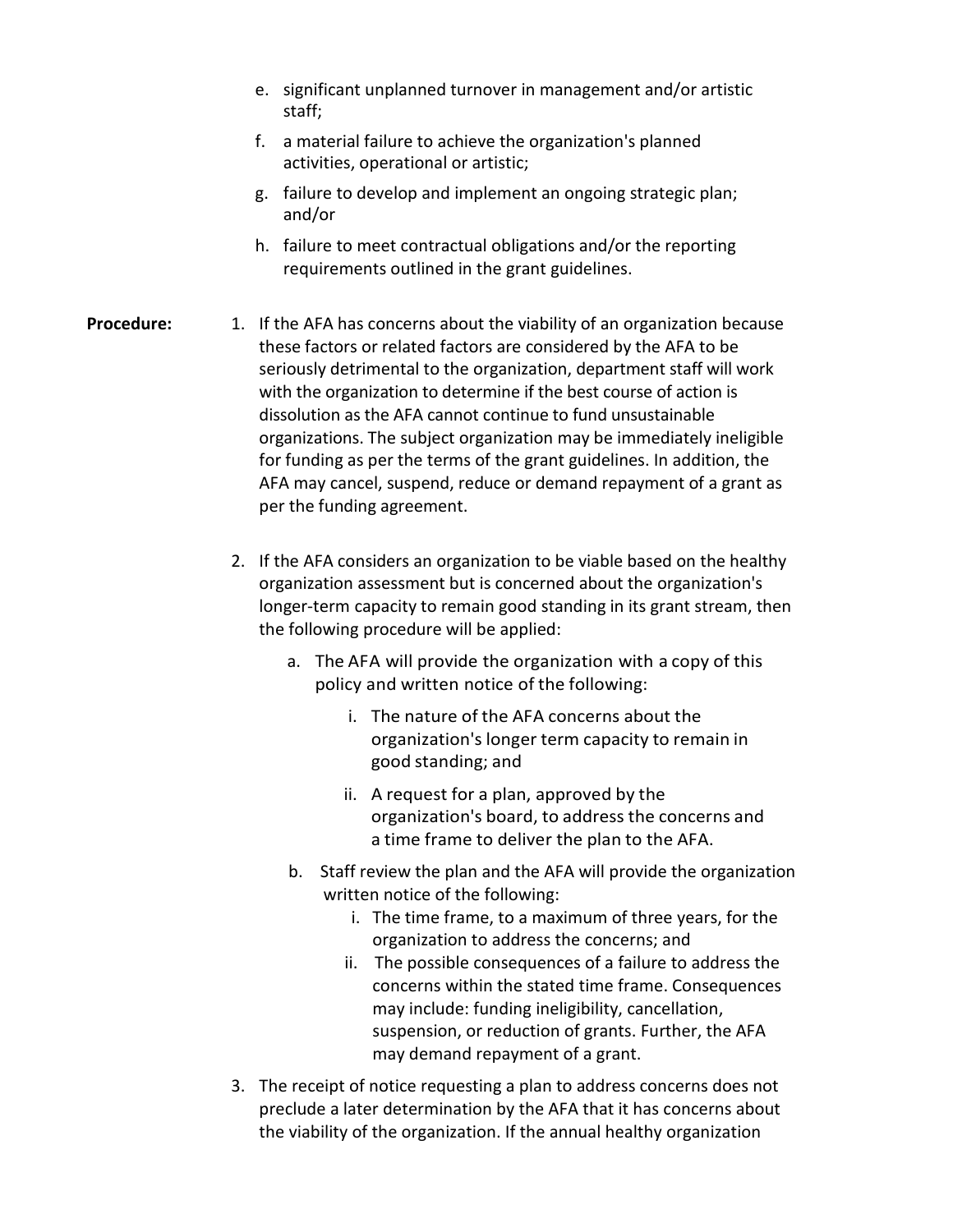e. significant unplanned turnover in management and/or artistic staff;

f. a material failure to achieve the organization's planned activities, operational or artistic;

g. failure to develop and implement an ongoing strategic plan; and/or

h. failure to meet contractual obligations and/or the reporting requirements outlined in the grant guidelines.

**Procedure:**

1. If the AFA has concerns about the viability of an organization because these factors or related factors are considered by the AFA to be seriously detrimental to the organization, department staff will work with the organization to determine if the best course of action is dissolution as the AFA cannot continue to fund unsustainable organizations. The subject organization may be immediately ineligible for funding as per the terms of the grant guidelines. In addition, the AFA may cancel, suspend, reduce or demand repayment of a grant as per the funding agreement.

2. If the AFA considers an organization to be viable based on the healthy organization assessment but is concerned about the organization's longer-term capacity to remain good standing in its grant stream, then the following procedure will be applied:

   a. The AFA will provide the organization with a copy of this policy and written notice of the following:

      i. The nature of the AFA concerns about the organization's longer term capacity to remain in good standing; and

      ii. A request for a plan, approved by the organization's board, to address the concerns and a time frame to deliver the plan to the AFA.

   b. Staff review the plan and the AFA will provide the organization written notice of the following:

      i. The time frame, to a maximum of three years, for the organization to address the concerns; and

      ii. The possible consequences of a failure to address the concerns within the stated time frame. Consequences may include: funding ineligibility, cancellation, suspension, or reduction of grants. Further, the AFA may demand repayment of a grant.

3. The receipt of notice requesting a plan to address concerns does not preclude a later determination by the AFA that it has concerns about the viability of the organization. If the annual healthy organization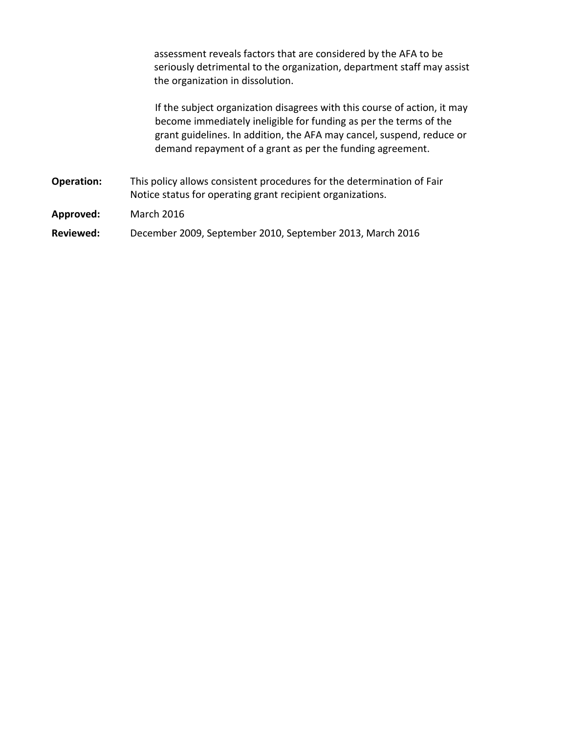assessment reveals factors that are considered by the AFA to be seriously detrimental to the organization, department staff may assist the organization in dissolution.

If the subject organization disagrees with this course of action, it may become immediately ineligible for funding as per the terms of the grant guidelines. In addition, the AFA may cancel, suspend, reduce or demand repayment of a grant as per the funding agreement.

**Operation:** This policy allows consistent procedures for the determination of Fair Notice status for operating grant recipient organizations.

**Approved:** March 2016

**Reviewed:** December 2009, September 2010, September 2013, March 2016